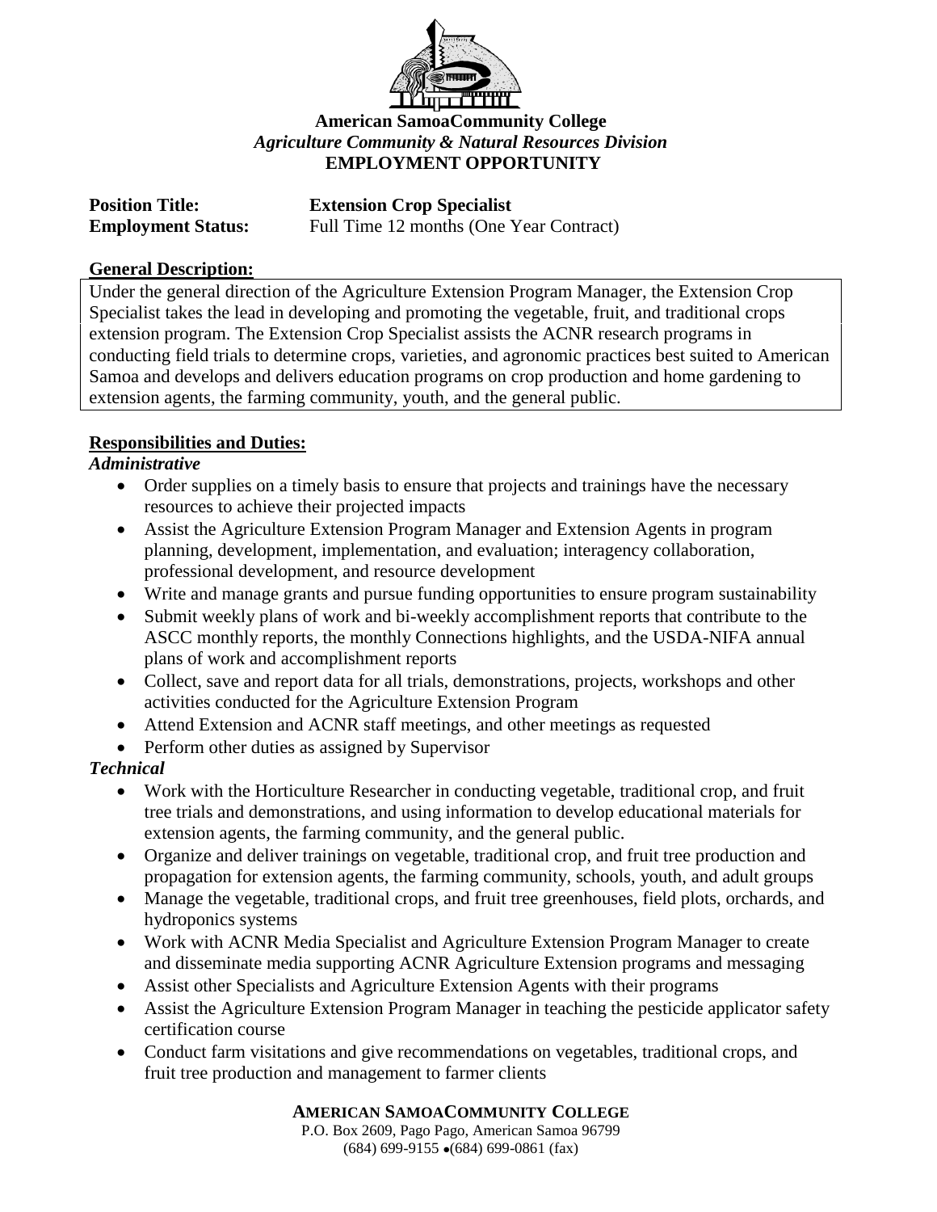**American SamoaCommunity College**
*Agriculture Community & Natural Resources Division*
**EMPLOYMENT OPPORTUNITY**

**Position Title:** **Extension Crop Specialist**
**Employment Status:** Full Time 12 months (One Year Contract)

**General Description:**

Under the general direction of the Agriculture Extension Program Manager, the Extension Crop Specialist takes the lead in developing and promoting the vegetable, fruit, and traditional crops extension program. The Extension Crop Specialist assists the ACNR research programs in conducting field trials to determine crops, varieties, and agronomic practices best suited to American Samoa and develops and delivers education programs on crop production and home gardening to extension agents, the farming community, youth, and the general public.

**Responsibilities and Duties:**

***Administrative***

- Order supplies on a timely basis to ensure that projects and trainings have the necessary resources to achieve their projected impacts
- Assist the Agriculture Extension Program Manager and Extension Agents in program planning, development, implementation, and evaluation; interagency collaboration, professional development, and resource development
- Write and manage grants and pursue funding opportunities to ensure program sustainability
- Submit weekly plans of work and bi-weekly accomplishment reports that contribute to the ASCC monthly reports, the monthly Connections highlights, and the USDA-NIFA annual plans of work and accomplishment reports
- Collect, save and report data for all trials, demonstrations, projects, workshops and other activities conducted for the Agriculture Extension Program
- Attend Extension and ACNR staff meetings, and other meetings as requested
- Perform other duties as assigned by Supervisor

***Technical***

- Work with the Horticulture Researcher in conducting vegetable, traditional crop, and fruit tree trials and demonstrations, and using information to develop educational materials for extension agents, the farming community, and the general public.
- Organize and deliver trainings on vegetable, traditional crop, and fruit tree production and propagation for extension agents, the farming community, schools, youth, and adult groups
- Manage the vegetable, traditional crops, and fruit tree greenhouses, field plots, orchards, and hydroponics systems
- Work with ACNR Media Specialist and Agriculture Extension Program Manager to create and disseminate media supporting ACNR Agriculture Extension programs and messaging
- Assist other Specialists and Agriculture Extension Agents with their programs
- Assist the Agriculture Extension Program Manager in teaching the pesticide applicator safety certification course
- Conduct farm visitations and give recommendations on vegetables, traditional crops, and fruit tree production and management to farmer clients

**AMERICAN SAMOACOMMUNITY COLLEGE**
P.O. Box 2609, Pago Pago, American Samoa 96799
(684) 699-9155 •(684) 699-0861 (fax)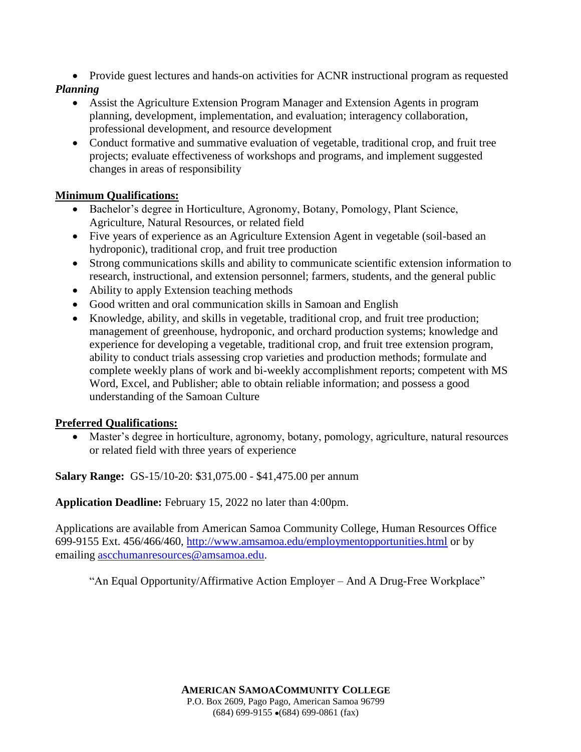- Provide guest lectures and hands-on activities for ACNR instructional program as requested

***Planning***

- Assist the Agriculture Extension Program Manager and Extension Agents in program planning, development, implementation, and evaluation; interagency collaboration, professional development, and resource development
- Conduct formative and summative evaluation of vegetable, traditional crop, and fruit tree projects; evaluate effectiveness of workshops and programs, and implement suggested changes in areas of responsibility

## Minimum Qualifications:

- Bachelor's degree in Horticulture, Agronomy, Botany, Pomology, Plant Science, Agriculture, Natural Resources, or related field
- Five years of experience as an Agriculture Extension Agent in vegetable (soil-based an hydroponic), traditional crop, and fruit tree production
- Strong communications skills and ability to communicate scientific extension information to research, instructional, and extension personnel; farmers, students, and the general public
- Ability to apply Extension teaching methods
- Good written and oral communication skills in Samoan and English
- Knowledge, ability, and skills in vegetable, traditional crop, and fruit tree production; management of greenhouse, hydroponic, and orchard production systems; knowledge and experience for developing a vegetable, traditional crop, and fruit tree extension program, ability to conduct trials assessing crop varieties and production methods; formulate and complete weekly plans of work and bi-weekly accomplishment reports; competent with MS Word, Excel, and Publisher; able to obtain reliable information; and possess a good understanding of the Samoan Culture

## Preferred Qualifications:

- Master's degree in horticulture, agronomy, botany, pomology, agriculture, natural resources or related field with three years of experience

**Salary Range:** GS-15/10-20: $31,075.00 - $41,475.00 per annum

**Application Deadline:** February 15, 2022 no later than 4:00pm.

Applications are available from American Samoa Community College, Human Resources Office 699-9155 Ext. 456/466/460, http://www.amsamoa.edu/employmentopportunities.html or by emailing ascchumanresources@amsamoa.edu.

"An Equal Opportunity/Affirmative Action Employer – And A Drug-Free Workplace"

**AMERICAN SAMOACOMMUNITY COLLEGE**
P.O. Box 2609, Pago Pago, American Samoa 96799
(684) 699-9155 •(684) 699-0861 (fax)